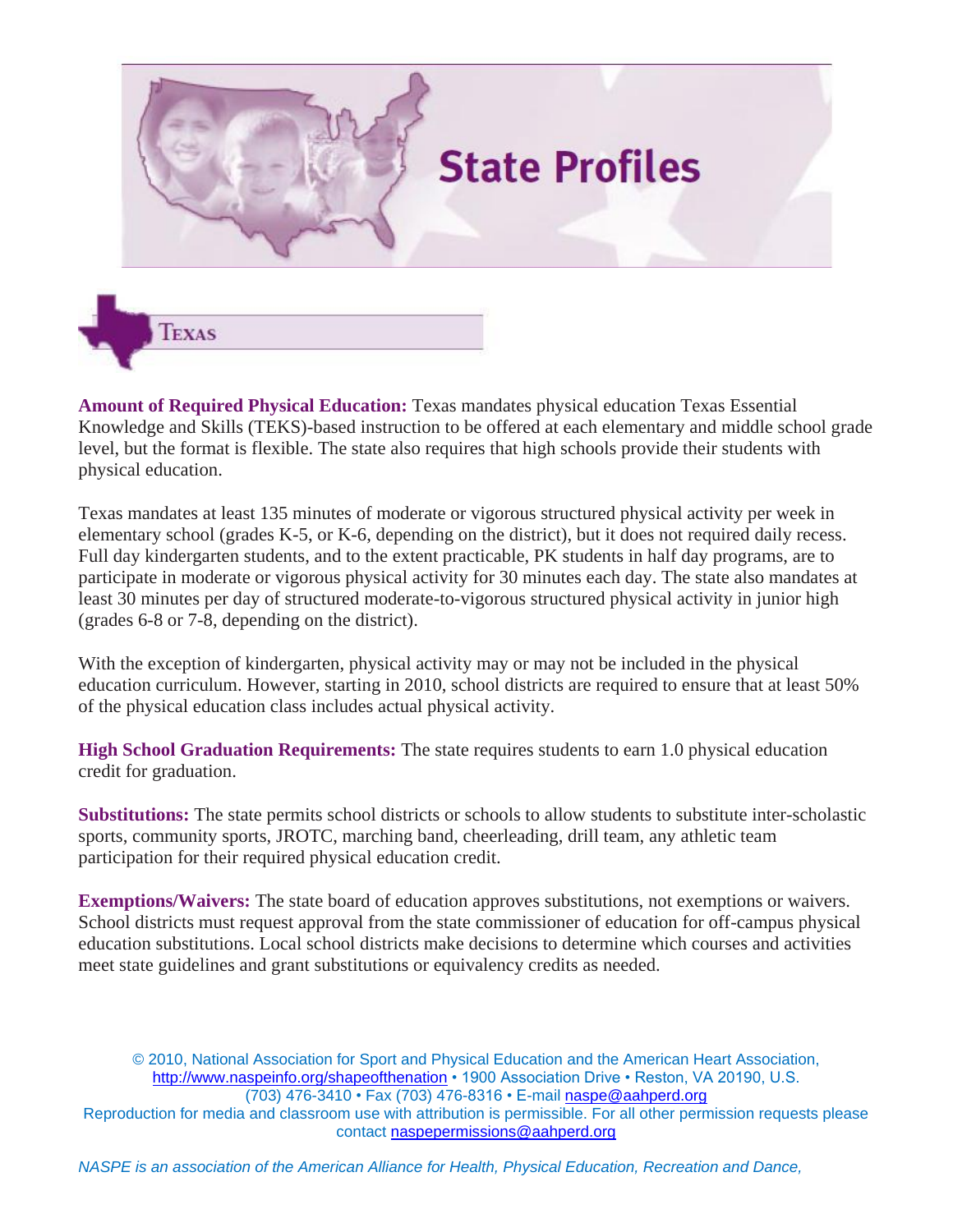# State Profiles

## Texas

**Amount of Required Physical Education:** Texas mandates physical education Texas Essential Knowledge and Skills (TEKS)-based instruction to be offered at each elementary and middle school grade level, but the format is flexible. The state also requires that high schools provide their students with physical education.

Texas mandates at least 135 minutes of moderate or vigorous structured physical activity per week in elementary school (grades K-5, or K-6, depending on the district), but it does not required daily recess. Full day kindergarten students, and to the extent practicable, PK students in half day programs, are to participate in moderate or vigorous physical activity for 30 minutes each day. The state also mandates at least 30 minutes per day of structured moderate-to-vigorous structured physical activity in junior high (grades 6-8 or 7-8, depending on the district).

With the exception of kindergarten, physical activity may or may not be included in the physical education curriculum. However, starting in 2010, school districts are required to ensure that at least 50% of the physical education class includes actual physical activity.

**High School Graduation Requirements:** The state requires students to earn 1.0 physical education credit for graduation.

**Substitutions:** The state permits school districts or schools to allow students to substitute inter-scholastic sports, community sports, JROTC, marching band, cheerleading, drill team, any athletic team participation for their required physical education credit.

**Exemptions/Waivers:** The state board of education approves substitutions, not exemptions or waivers. School districts must request approval from the state commissioner of education for off-campus physical education substitutions. Local school districts make decisions to determine which courses and activities meet state guidelines and grant substitutions or equivalency credits as needed.

© 2010, National Association for Sport and Physical Education and the American Heart Association, http://www.naspeinfo.org/shapeofthenation • 1900 Association Drive • Reston, VA 20190, U.S. (703) 476-3410 • Fax (703) 476-8316 • E-mail naspe@aahperd.org
Reproduction for media and classroom use with attribution is permissible. For all other permission requests please contact naspepermissions@aahperd.org

*NASPE is an association of the American Alliance for Health, Physical Education, Recreation and Dance,*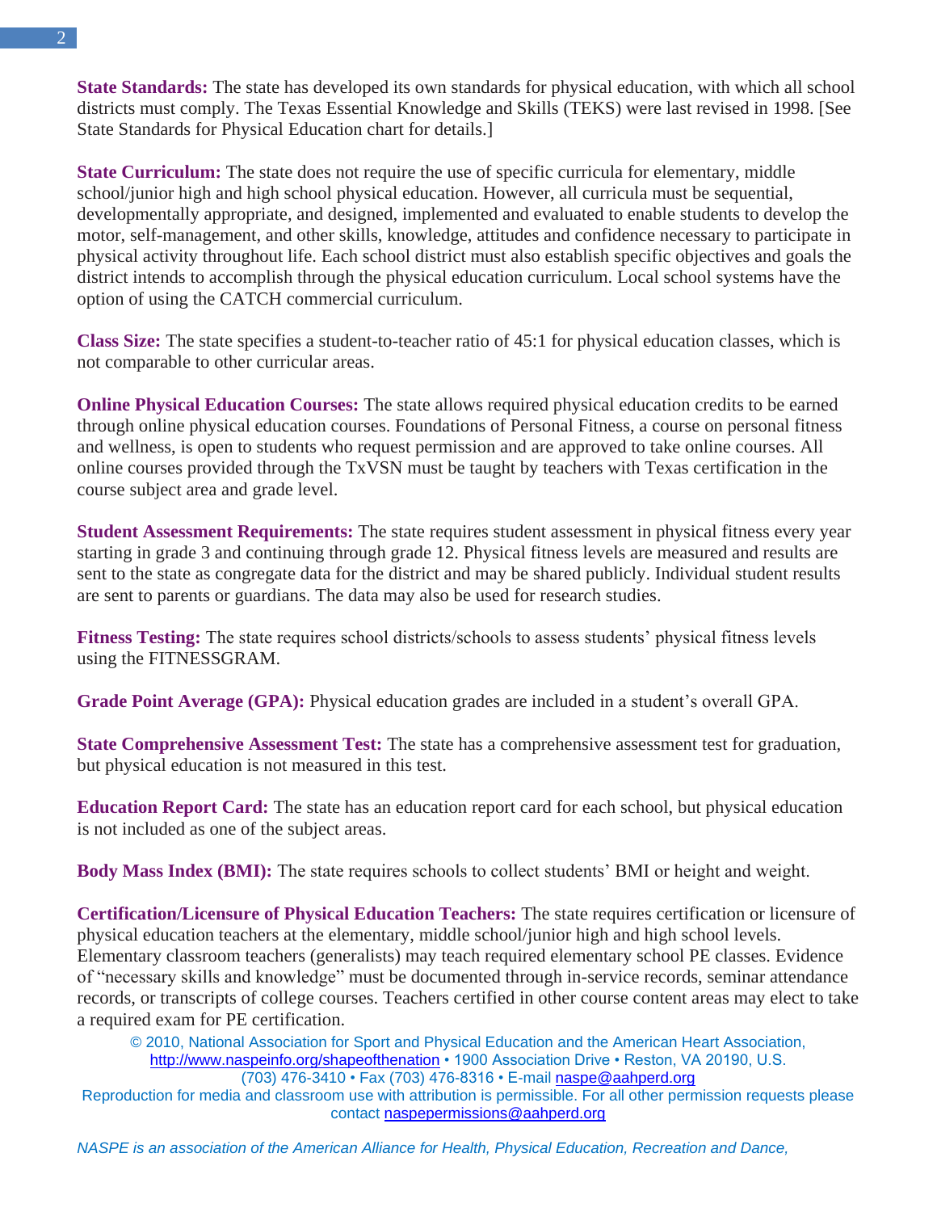**State Standards:** The state has developed its own standards for physical education, with which all school districts must comply. The Texas Essential Knowledge and Skills (TEKS) were last revised in 1998. [See State Standards for Physical Education chart for details.]

**State Curriculum:** The state does not require the use of specific curricula for elementary, middle school/junior high and high school physical education. However, all curricula must be sequential, developmentally appropriate, and designed, implemented and evaluated to enable students to develop the motor, self-management, and other skills, knowledge, attitudes and confidence necessary to participate in physical activity throughout life. Each school district must also establish specific objectives and goals the district intends to accomplish through the physical education curriculum. Local school systems have the option of using the CATCH commercial curriculum.

**Class Size:** The state specifies a student-to-teacher ratio of 45:1 for physical education classes, which is not comparable to other curricular areas.

**Online Physical Education Courses:** The state allows required physical education credits to be earned through online physical education courses. Foundations of Personal Fitness, a course on personal fitness and wellness, is open to students who request permission and are approved to take online courses. All online courses provided through the TxVSN must be taught by teachers with Texas certification in the course subject area and grade level.

**Student Assessment Requirements:** The state requires student assessment in physical fitness every year starting in grade 3 and continuing through grade 12. Physical fitness levels are measured and results are sent to the state as congregate data for the district and may be shared publicly. Individual student results are sent to parents or guardians. The data may also be used for research studies.

**Fitness Testing:** The state requires school districts/schools to assess students' physical fitness levels using the FITNESSGRAM.

**Grade Point Average (GPA):** Physical education grades are included in a student's overall GPA.

**State Comprehensive Assessment Test:** The state has a comprehensive assessment test for graduation, but physical education is not measured in this test.

**Education Report Card:** The state has an education report card for each school, but physical education is not included as one of the subject areas.

**Body Mass Index (BMI):** The state requires schools to collect students' BMI or height and weight.

**Certification/Licensure of Physical Education Teachers:** The state requires certification or licensure of physical education teachers at the elementary, middle school/junior high and high school levels. Elementary classroom teachers (generalists) may teach required elementary school PE classes. Evidence of "necessary skills and knowledge" must be documented through in-service records, seminar attendance records, or transcripts of college courses. Teachers certified in other course content areas may elect to take a required exam for PE certification.

© 2010, National Association for Sport and Physical Education and the American Heart Association, http://www.naspeinfo.org/shapeofthenation • 1900 Association Drive • Reston, VA 20190, U.S. (703) 476-3410 • Fax (703) 476-8316 • E-mail naspe@aahperd.org
Reproduction for media and classroom use with attribution is permissible. For all other permission requests please contact naspepermissions@aahperd.org

*NASPE is an association of the American Alliance for Health, Physical Education, Recreation and Dance,*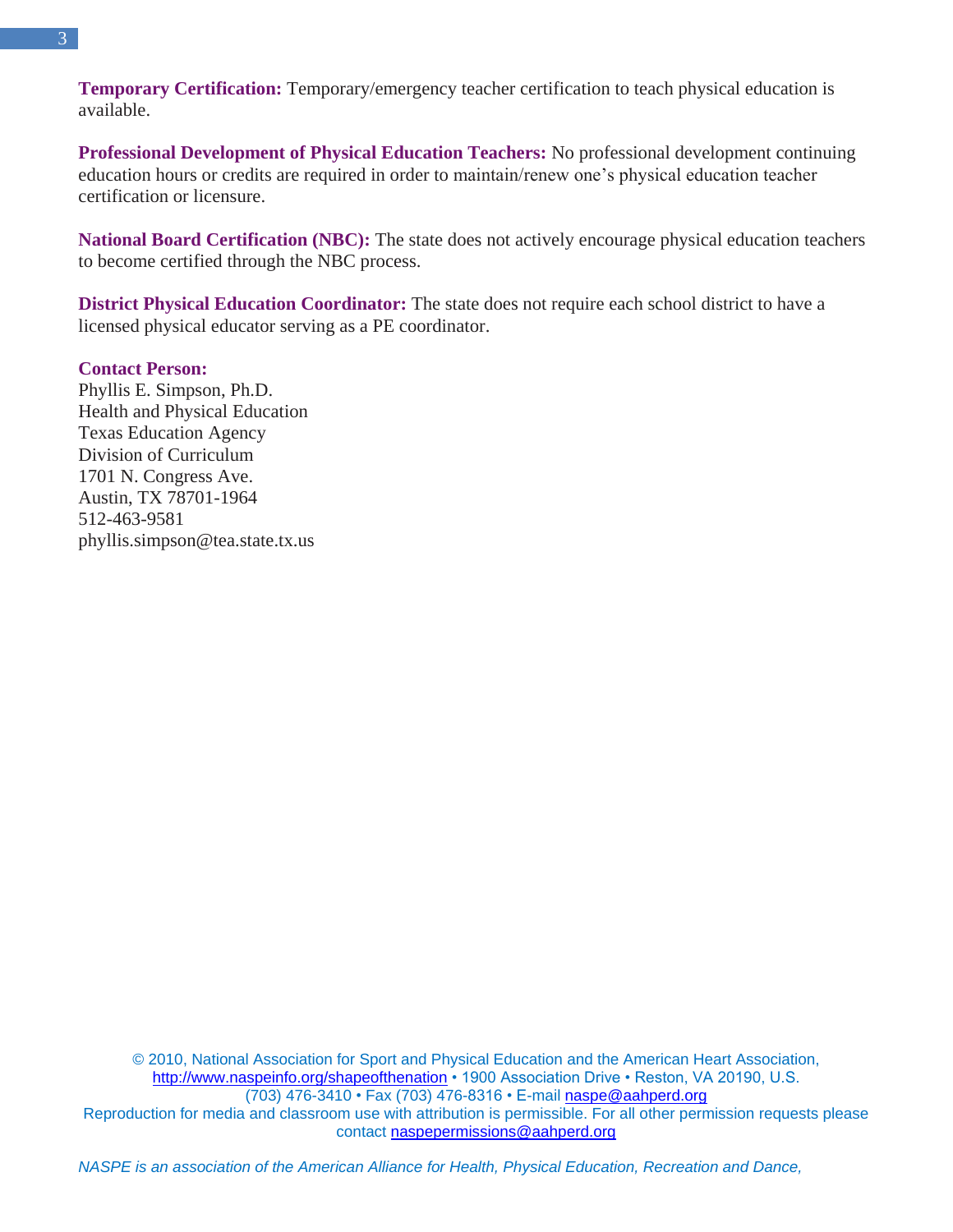**Temporary Certification:** Temporary/emergency teacher certification to teach physical education is available.

**Professional Development of Physical Education Teachers:** No professional development continuing education hours or credits are required in order to maintain/renew one's physical education teacher certification or licensure.

**National Board Certification (NBC):** The state does not actively encourage physical education teachers to become certified through the NBC process.

**District Physical Education Coordinator:** The state does not require each school district to have a licensed physical educator serving as a PE coordinator.

**Contact Person:**
Phyllis E. Simpson, Ph.D.
Health and Physical Education
Texas Education Agency
Division of Curriculum
1701 N. Congress Ave.
Austin, TX 78701-1964
512-463-9581
phyllis.simpson@tea.state.tx.us

© 2010, National Association for Sport and Physical Education and the American Heart Association, http://www.naspeinfo.org/shapeofthenation • 1900 Association Drive • Reston, VA 20190, U.S. (703) 476-3410 • Fax (703) 476-8316 • E-mail naspe@aahperd.org
Reproduction for media and classroom use with attribution is permissible. For all other permission requests please contact naspepermissions@aahperd.org

*NASPE is an association of the American Alliance for Health, Physical Education, Recreation and Dance,*